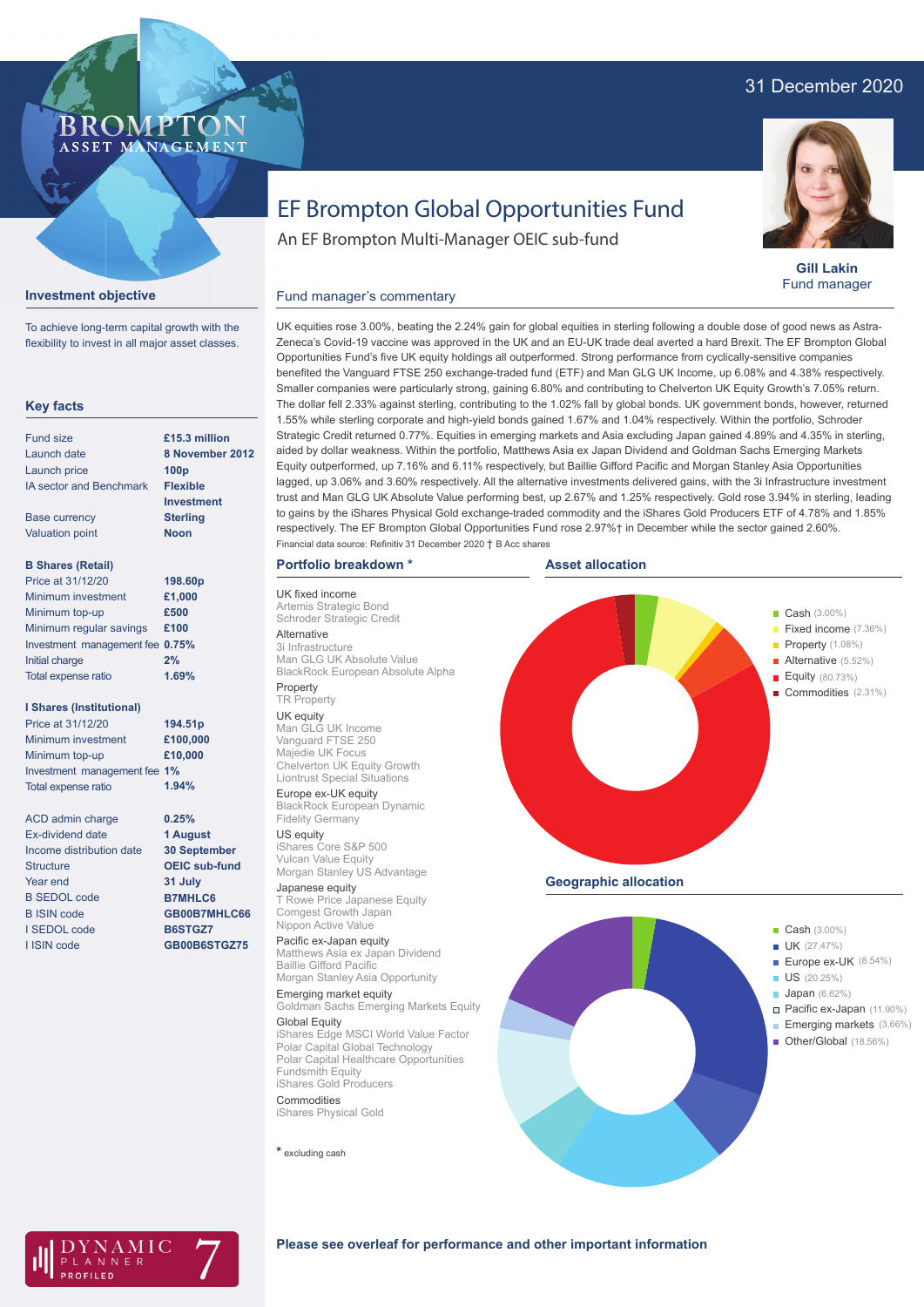31 December 2020

BROMPTON ASSET MANAGEMENT

# EF Brompton Global Opportunities Fund

An EF Brompton Multi-Manager OEIC sub-fund

**Gill Lakin**
Fund manager

## Investment objective

To achieve long-term capital growth with the flexibility to invest in all major asset classes.

## Key facts

| | |
|---|---|
| Fund size | **£15.3 million** |
| Launch date | **8 November 2012** |
| Launch price | **100p** |
| IA sector and Benchmark | **Flexible Investment** |
| Base currency | **Sterling** |
| Valuation point | **Noon** |

**B Shares (Retail)**

| | |
|---|---|
| Price at 31/12/20 | **198.60p** |
| Minimum investment | **£1,000** |
| Minimum top-up | **£500** |
| Minimum regular savings | **£100** |
| Investment management fee | **0.75%** |
| Initial charge | **2%** |
| Total expense ratio | **1.69%** |

**I Shares (Institutional)**

| | |
|---|---|
| Price at 31/12/20 | **194.51p** |
| Minimum investment | **£100,000** |
| Minimum top-up | **£10,000** |
| Investment management fee | **1%** |
| Total expense ratio | **1.94%** |

| | |
|---|---|
| ACD admin charge | **0.25%** |
| Ex-dividend date | **1 August** |
| Income distribution date | **30 September** |
| Structure | **OEIC sub-fund** |
| Year end | **31 July** |
| B SEDOL code | **B7MHLC6** |
| B ISIN code | **GB00B7MHLC66** |
| I SEDOL code | **B6STGZ7** |
| I ISIN code | **GB00B6STGZ75** |

## Fund manager's commentary

UK equities rose 3.00%, beating the 2.24% gain for global equities in sterling following a double dose of good news as Astra-Zeneca's Covid-19 vaccine was approved in the UK and an EU-UK trade deal averted a hard Brexit. The EF Brompton Global Opportunities Fund's five UK equity holdings all outperformed. Strong performance from cyclically-sensitive companies benefited the Vanguard FTSE 250 exchange-traded fund (ETF) and Man GLG UK Income, up 6.08% and 4.38% respectively. Smaller companies were particularly strong, gaining 6.80% and contributing to Chelverton UK Equity Growth's 7.05% return. The dollar fell 2.33% against sterling, contributing to the 1.02% fall by global bonds. UK government bonds, however, returned 1.55% while sterling corporate and high-yield bonds gained 1.67% and 1.04% respectively. Within the portfolio, Schroder Strategic Credit returned 0.77%. Equities in emerging markets and Asia excluding Japan gained 4.89% and 4.35% in sterling, aided by dollar weakness. Within the portfolio, Matthews Asia ex Japan Dividend and Goldman Sachs Emerging Markets Equity outperformed, up 7.16% and 6.11% respectively, but Baillie Gifford Pacific and Morgan Stanley Asia Opportunities lagged, up 3.06% and 3.60% respectively. All the alternative investments delivered gains, with the 3i Infrastructure investment trust and Man GLG UK Absolute Value performing best, up 2.67% and 1.25% respectively. Gold rose 3.94% in sterling, leading to gains by the iShares Physical Gold exchange-traded commodity and the iShares Gold Producers ETF of 4.78% and 1.85% respectively. The EF Brompton Global Opportunities Fund rose 2.97%† in December while the sector gained 2.60%.

Financial data source: Refinitiv 31 December 2020 † B Acc shares

## Portfolio breakdown *

UK fixed income
- Artemis Strategic Bond
- Schroder Strategic Credit

Alternative
- 3i Infrastructure
- Man GLG UK Absolute Value
- BlackRock European Absolute Alpha

Property
- TR Property

UK equity
- Man GLG UK Income
- Vanguard FTSE 250
- Majedie UK Focus
- Chelverton UK Equity Growth
- Liontrust Special Situations

Europe ex-UK equity
- BlackRock European Dynamic
- Fidelity Germany

US equity
- iShares Core S&P 500
- Vulcan Value Equity
- Morgan Stanley US Advantage

Japanese equity
- T Rowe Price Japanese Equity
- Comgest Growth Japan
- Nippon Active Value

Pacific ex-Japan equity
- Matthews Asia ex Japan Dividend
- Baillie Gifford Pacific
- Morgan Stanley Asia Opportunity

Emerging market equity
- Goldman Sachs Emerging Markets Equity

Global Equity
- iShares Edge MSCI World Value Factor
- Polar Capital Global Technology
- Polar Capital Healthcare Opportunities
- Fundsmith Equity
- iShares Gold Producers

Commodities
- iShares Physical Gold

\* excluding cash

## Asset allocation

- Cash (3.00%)
- Fixed income (7.36%)
- Property (1.08%)
- Alternative (5.52%)
- Equity (80.73%)
- Commodities (2.31%)

## Geographic allocation

- Cash (3.00%)
- UK (27.47%)
- Europe ex-UK (8.54%)
- US (20.25%)
- Japan (6.62%)
- Pacific ex-Japan (11.90%)
- Emerging markets (3.66%)
- Other/Global (18.56%)

DYNAMIC PLANNER PROFILED 7

**Please see overleaf for performance and other important information**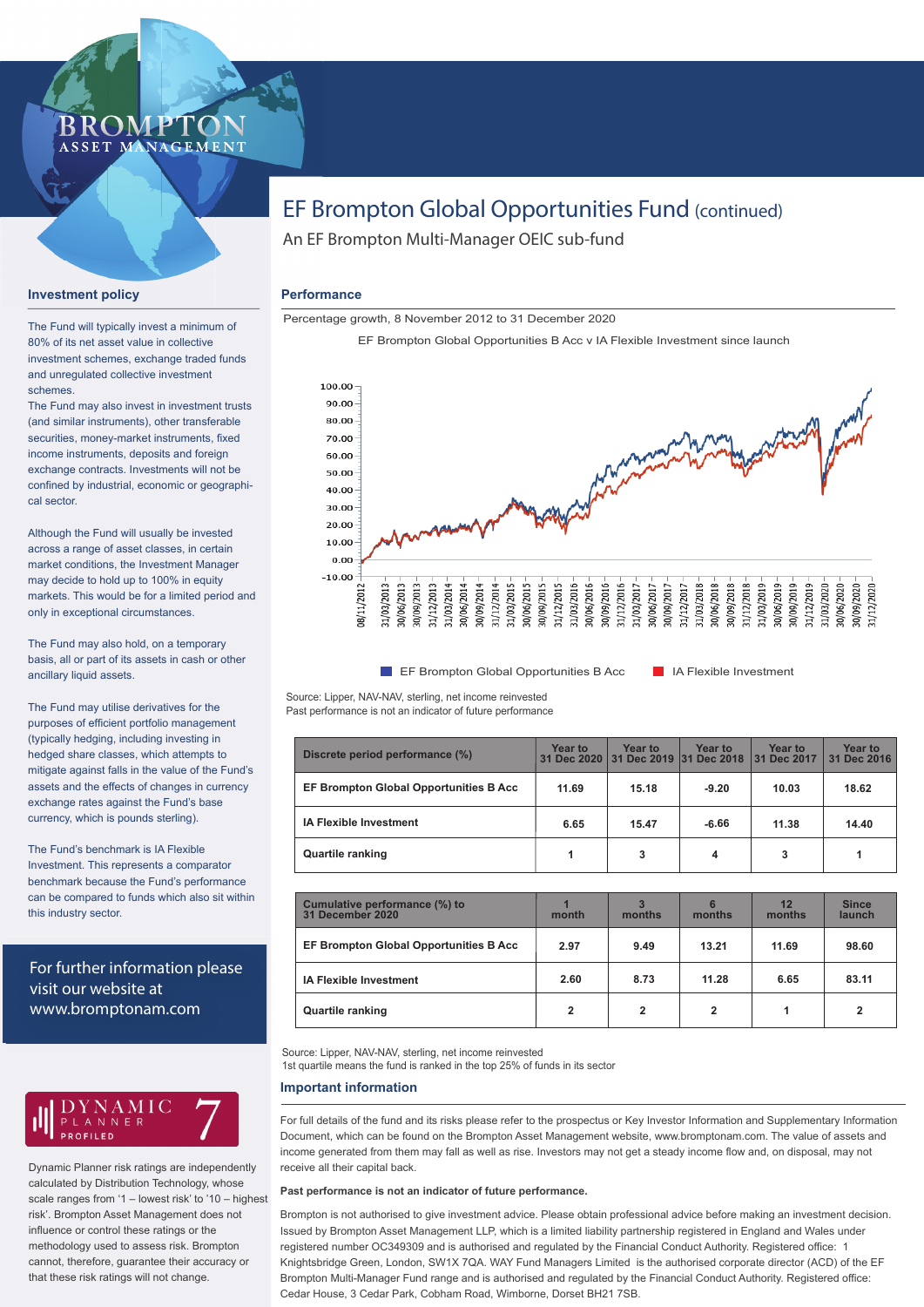BROMPTON
ASSET MANAGEMENT

# EF Brompton Global Opportunities Fund (continued)

An EF Brompton Multi-Manager OEIC sub-fund

## Investment policy

The Fund will typically invest a minimum of 80% of its net asset value in collective investment schemes, exchange traded funds and unregulated collective investment schemes.

The Fund may also invest in investment trusts (and similar instruments), other transferable securities, money-market instruments, fixed income instruments, deposits and foreign exchange contracts. Investments will not be confined by industrial, economic or geographical sector.

Although the Fund will usually be invested across a range of asset classes, in certain market conditions, the Investment Manager may decide to hold up to 100% in equity markets. This would be for a limited period and only in exceptional circumstances.

The Fund may also hold, on a temporary basis, all or part of its assets in cash or other ancillary liquid assets.

The Fund may utilise derivatives for the purposes of efficient portfolio management (typically hedging, including investing in hedged share classes, which attempts to mitigate against falls in the value of the Fund's assets and the effects of changes in currency exchange rates against the Fund's base currency, which is pounds sterling).

The Fund's benchmark is IA Flexible Investment. This represents a comparator benchmark because the Fund's performance can be compared to funds which also sit within this industry sector.

For further information please visit our website at www.bromptonam.com

DYNAMIC PLANNER PROFILED 7

Dynamic Planner risk ratings are independently calculated by Distribution Technology, whose scale ranges from '1 – lowest risk' to '10 – highest risk'. Brompton Asset Management does not influence or control these ratings or the methodology used to assess risk. Brompton cannot, therefore, guarantee their accuracy or that these risk ratings will not change.

## Performance

Percentage growth, 8 November 2012 to 31 December 2020

EF Brompton Global Opportunities B Acc v IA Flexible Investment since launch

100.00
90.00
80.00
70.00
60.00
50.00
40.00
30.00
20.00
10.00
0.00
-10.00

08/11/2012, 31/03/2013, 30/06/2013, 30/09/2013, 31/12/2013, 31/03/2014, 30/06/2014, 30/09/2014, 31/12/2014, 31/03/2015, 30/06/2015, 30/09/2015, 31/12/2015, 31/03/2016, 30/06/2016, 30/09/2016, 31/12/2016, 31/03/2017, 30/06/2017, 30/09/2017, 31/12/2017, 31/03/2018, 30/06/2018, 30/09/2018, 31/12/2018, 31/03/2019, 30/06/2019, 30/09/2019, 31/12/2019, 31/03/2020, 30/06/2020, 30/09/2020, 31/12/2020

EF Brompton Global Opportunities B Acc
IA Flexible Investment

Source: Lipper, NAV-NAV, sterling, net income reinvested
Past performance is not an indicator of future performance

| Discrete period performance (%) | Year to 31 Dec 2020 | Year to 31 Dec 2019 | Year to 31 Dec 2018 | Year to 31 Dec 2017 | Year to 31 Dec 2016 |
|---|---|---|---|---|---|
| **EF Brompton Global Opportunities B Acc** | 11.69 | 15.18 | -9.20 | 10.03 | 18.62 |
| **IA Flexible Investment** | 6.65 | 15.47 | -6.66 | 11.38 | 14.40 |
| **Quartile ranking** | 1 | 3 | 4 | 3 | 1 |

| Cumulative performance (%) to 31 December 2020 | 1 month | 3 months | 6 months | 12 months | Since launch |
|---|---|---|---|---|---|
| **EF Brompton Global Opportunities B Acc** | 2.97 | 9.49 | 13.21 | 11.69 | 98.60 |
| **IA Flexible Investment** | 2.60 | 8.73 | 11.28 | 6.65 | 83.11 |
| **Quartile ranking** | 2 | 2 | 2 | 1 | 2 |

Source: Lipper, NAV-NAV, sterling, net income reinvested
1st quartile means the fund is ranked in the top 25% of funds in its sector

## Important information

For full details of the fund and its risks please refer to the prospectus or Key Investor Information and Supplementary Information Document, which can be found on the Brompton Asset Management website, www.bromptonam.com. The value of assets and income generated from them may fall as well as rise. Investors may not get a steady income flow and, on disposal, may not receive all their capital back.

**Past performance is not an indicator of future performance.**

Brompton is not authorised to give investment advice. Please obtain professional advice before making an investment decision. Issued by Brompton Asset Management LLP, which is a limited liability partnership registered in England and Wales under registered number OC349309 and is authorised and regulated by the Financial Conduct Authority. Registered office: 1 Knightsbridge Green, London, SW1X 7QA. WAY Fund Managers Limited is the authorised corporate director (ACD) of the EF Brompton Multi-Manager Fund range and is authorised and regulated by the Financial Conduct Authority. Registered office: Cedar House, 3 Cedar Park, Cobham Road, Wimborne, Dorset BH21 7SB.